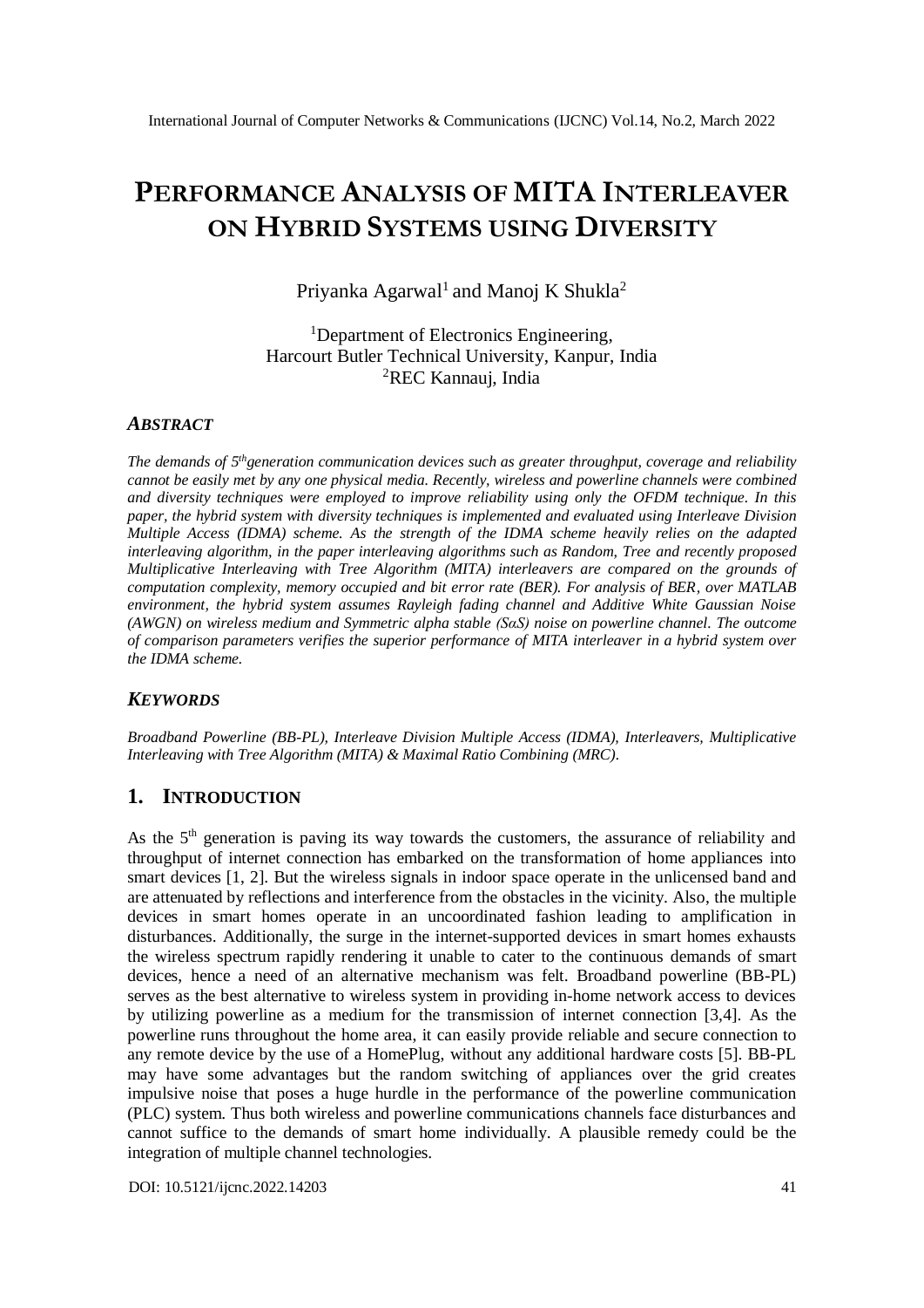# PERFORMANCE ANALYSIS OF MITA INTERLEAVER ON HYBRID SYSTEMS USING DIVERSITY

Priyanka Agarwal[1] and Manoj K Shukla[2]

[1]Department of Electronics Engineering,
Harcourt Butler Technical University, Kanpur, India
[2]REC Kannauj, India

### *ABSTRACT*

*The demands of 5th generation communication devices such as greater throughput, coverage and reliability cannot be easily met by any one physical media. Recently, wireless and powerline channels were combined and diversity techniques were employed to improve reliability using only the OFDM technique. In this paper, the hybrid system with diversity techniques is implemented and evaluated using Interleave Division Multiple Access (IDMA) scheme. As the strength of the IDMA scheme heavily relies on the adapted interleaving algorithm, in the paper interleaving algorithms such as Random, Tree and recently proposed Multiplicative Interleaving with Tree Algorithm (MITA) interleavers are compared on the grounds of computation complexity, memory occupied and bit error rate (BER). For analysis of BER, over MATLAB environment, the hybrid system assumes Rayleigh fading channel and Additive White Gaussian Noise (AWGN) on wireless medium and Symmetric alpha stable (SαS) noise on powerline channel. The outcome of comparison parameters verifies the superior performance of MITA interleaver in a hybrid system over the IDMA scheme.*

### *KEYWORDS*

*Broadband Powerline (BB-PL), Interleave Division Multiple Access (IDMA), Interleavers, Multiplicative Interleaving with Tree Algorithm (MITA) & Maximal Ratio Combining (MRC).*

## 1. INTRODUCTION

As the 5th generation is paving its way towards the customers, the assurance of reliability and throughput of internet connection has embarked on the transformation of home appliances into smart devices [1, 2]. But the wireless signals in indoor space operate in the unlicensed band and are attenuated by reflections and interference from the obstacles in the vicinity. Also, the multiple devices in smart homes operate in an uncoordinated fashion leading to amplification in disturbances. Additionally, the surge in the internet-supported devices in smart homes exhausts the wireless spectrum rapidly rendering it unable to cater to the continuous demands of smart devices, hence a need of an alternative mechanism was felt. Broadband powerline (BB-PL) serves as the best alternative to wireless system in providing in-home network access to devices by utilizing powerline as a medium for the transmission of internet connection [3,4]. As the powerline runs throughout the home area, it can easily provide reliable and secure connection to any remote device by the use of a HomePlug, without any additional hardware costs [5]. BB-PL may have some advantages but the random switching of appliances over the grid creates impulsive noise that poses a huge hurdle in the performance of the powerline communication (PLC) system. Thus both wireless and powerline communications channels face disturbances and cannot suffice to the demands of smart home individually. A plausible remedy could be the integration of multiple channel technologies.

DOI: 10.5121/ijcnc.2022.14203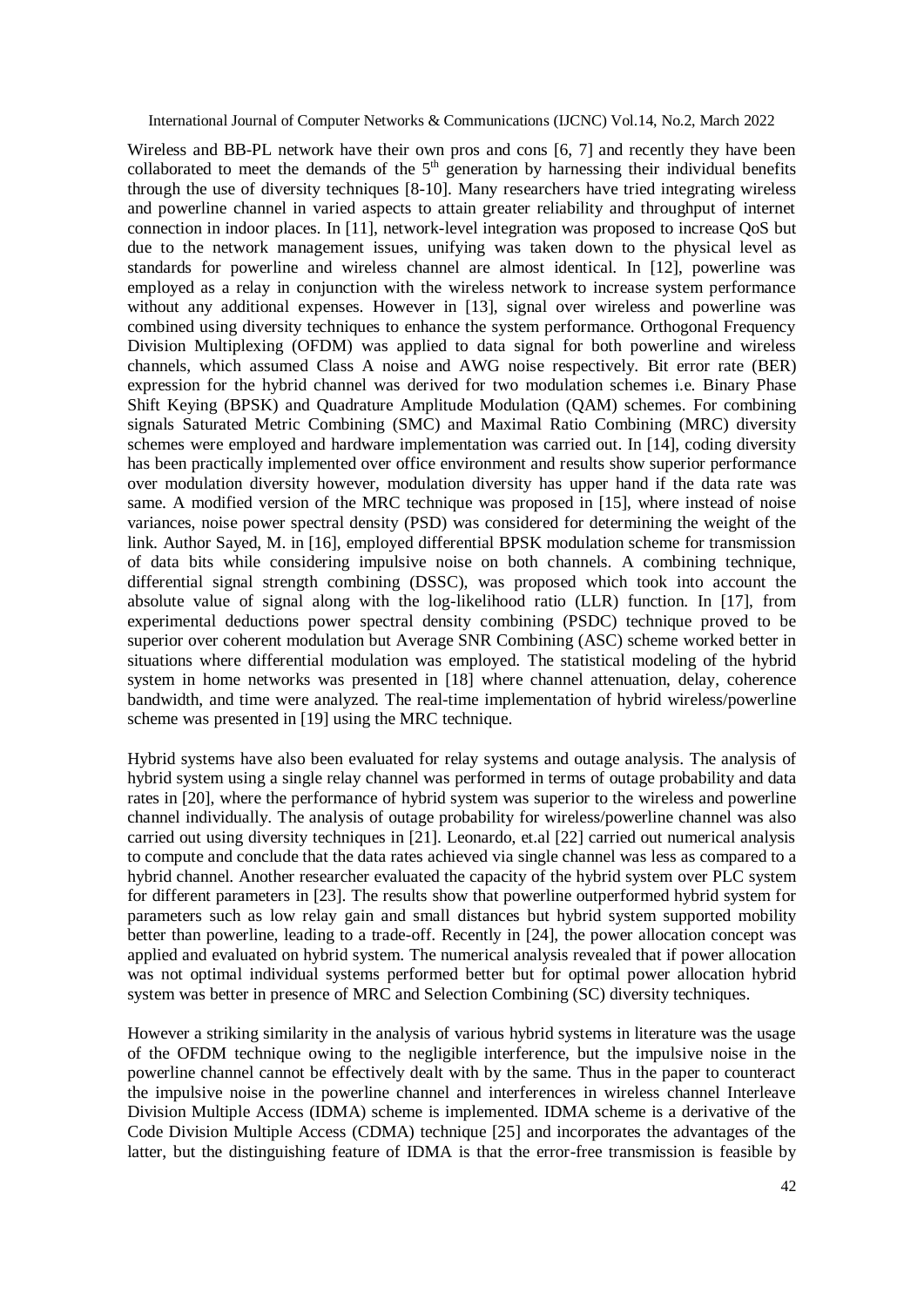Wireless and BB-PL network have their own pros and cons [6, 7] and recently they have been collaborated to meet the demands of the $5^{th}$ generation by harnessing their individual benefits through the use of diversity techniques [8-10]. Many researchers have tried integrating wireless and powerline channel in varied aspects to attain greater reliability and throughput of internet connection in indoor places. In [11], network-level integration was proposed to increase QoS but due to the network management issues, unifying was taken down to the physical level as standards for powerline and wireless channel are almost identical. In [12], powerline was employed as a relay in conjunction with the wireless network to increase system performance without any additional expenses. However in [13], signal over wireless and powerline was combined using diversity techniques to enhance the system performance. Orthogonal Frequency Division Multiplexing (OFDM) was applied to data signal for both powerline and wireless channels, which assumed Class A noise and AWG noise respectively. Bit error rate (BER) expression for the hybrid channel was derived for two modulation schemes i.e. Binary Phase Shift Keying (BPSK) and Quadrature Amplitude Modulation (QAM) schemes. For combining signals Saturated Metric Combining (SMC) and Maximal Ratio Combining (MRC) diversity schemes were employed and hardware implementation was carried out. In [14], coding diversity has been practically implemented over office environment and results show superior performance over modulation diversity however, modulation diversity has upper hand if the data rate was same. A modified version of the MRC technique was proposed in [15], where instead of noise variances, noise power spectral density (PSD) was considered for determining the weight of the link. Author Sayed, M. in [16], employed differential BPSK modulation scheme for transmission of data bits while considering impulsive noise on both channels. A combining technique, differential signal strength combining (DSSC), was proposed which took into account the absolute value of signal along with the log-likelihood ratio (LLR) function. In [17], from experimental deductions power spectral density combining (PSDC) technique proved to be superior over coherent modulation but Average SNR Combining (ASC) scheme worked better in situations where differential modulation was employed. The statistical modeling of the hybrid system in home networks was presented in [18] where channel attenuation, delay, coherence bandwidth, and time were analyzed. The real-time implementation of hybrid wireless/powerline scheme was presented in [19] using the MRC technique.

Hybrid systems have also been evaluated for relay systems and outage analysis. The analysis of hybrid system using a single relay channel was performed in terms of outage probability and data rates in [20], where the performance of hybrid system was superior to the wireless and powerline channel individually. The analysis of outage probability for wireless/powerline channel was also carried out using diversity techniques in [21]. Leonardo, et.al [22] carried out numerical analysis to compute and conclude that the data rates achieved via single channel was less as compared to a hybrid channel. Another researcher evaluated the capacity of the hybrid system over PLC system for different parameters in [23]. The results show that powerline outperformed hybrid system for parameters such as low relay gain and small distances but hybrid system supported mobility better than powerline, leading to a trade-off. Recently in [24], the power allocation concept was applied and evaluated on hybrid system. The numerical analysis revealed that if power allocation was not optimal individual systems performed better but for optimal power allocation hybrid system was better in presence of MRC and Selection Combining (SC) diversity techniques.

However a striking similarity in the analysis of various hybrid systems in literature was the usage of the OFDM technique owing to the negligible interference, but the impulsive noise in the powerline channel cannot be effectively dealt with by the same. Thus in the paper to counteract the impulsive noise in the powerline channel and interferences in wireless channel Interleave Division Multiple Access (IDMA) scheme is implemented. IDMA scheme is a derivative of the Code Division Multiple Access (CDMA) technique [25] and incorporates the advantages of the latter, but the distinguishing feature of IDMA is that the error-free transmission is feasible by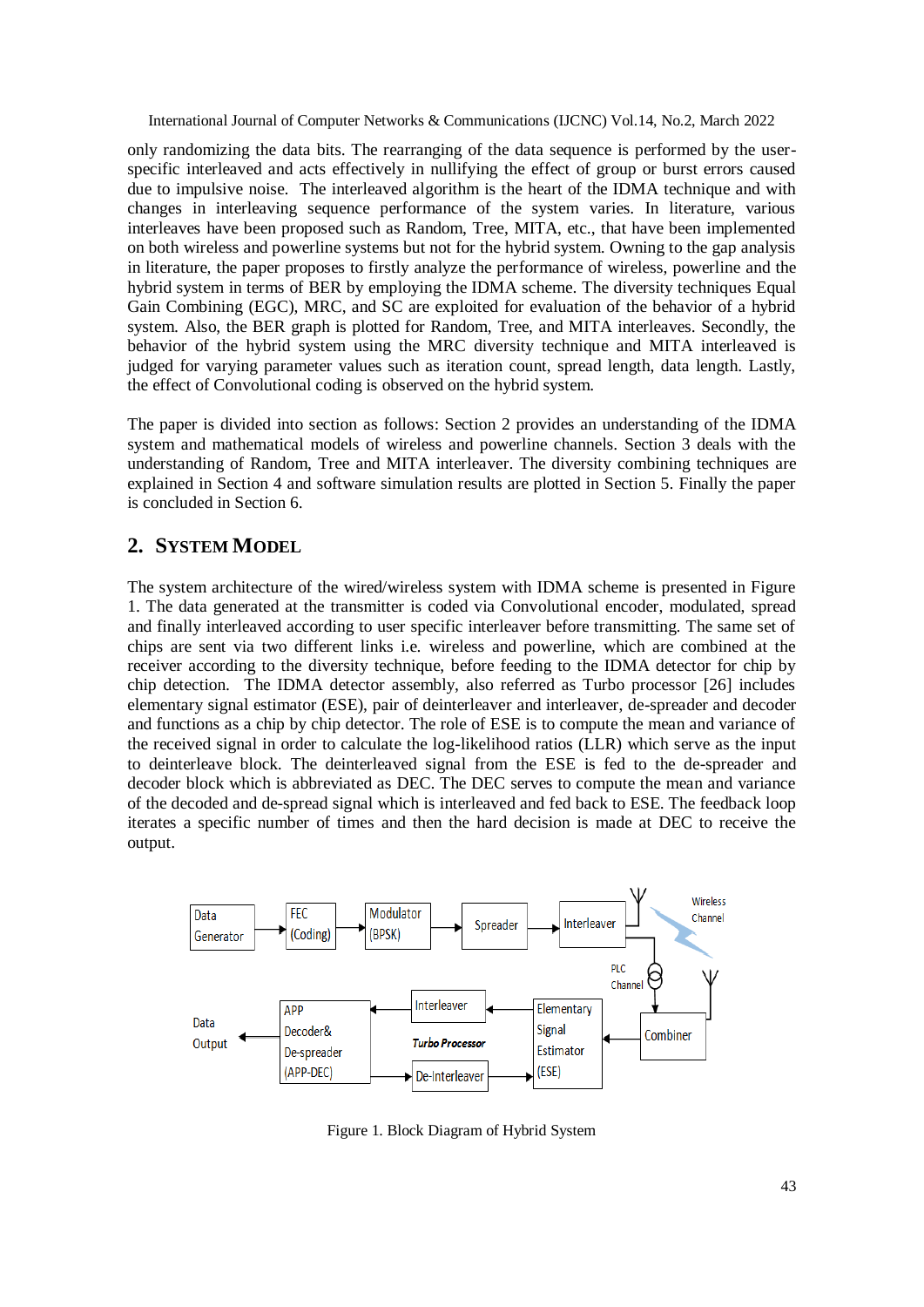only randomizing the data bits. The rearranging of the data sequence is performed by the user-specific interleaved and acts effectively in nullifying the effect of group or burst errors caused due to impulsive noise. The interleaved algorithm is the heart of the IDMA technique and with changes in interleaving sequence performance of the system varies. In literature, various interleaves have been proposed such as Random, Tree, MITA, etc., that have been implemented on both wireless and powerline systems but not for the hybrid system. Owning to the gap analysis in literature, the paper proposes to firstly analyze the performance of wireless, powerline and the hybrid system in terms of BER by employing the IDMA scheme. The diversity techniques Equal Gain Combining (EGC), MRC, and SC are exploited for evaluation of the behavior of a hybrid system. Also, the BER graph is plotted for Random, Tree, and MITA interleaves. Secondly, the behavior of the hybrid system using the MRC diversity technique and MITA interleaved is judged for varying parameter values such as iteration count, spread length, data length. Lastly, the effect of Convolutional coding is observed on the hybrid system.

The paper is divided into section as follows: Section 2 provides an understanding of the IDMA system and mathematical models of wireless and powerline channels. Section 3 deals with the understanding of Random, Tree and MITA interleaver. The diversity combining techniques are explained in Section 4 and software simulation results are plotted in Section 5. Finally the paper is concluded in Section 6.

## 2. SYSTEM MODEL

The system architecture of the wired/wireless system with IDMA scheme is presented in Figure 1. The data generated at the transmitter is coded via Convolutional encoder, modulated, spread and finally interleaved according to user specific interleaver before transmitting. The same set of chips are sent via two different links i.e. wireless and powerline, which are combined at the receiver according to the diversity technique, before feeding to the IDMA detector for chip by chip detection. The IDMA detector assembly, also referred as Turbo processor [26] includes elementary signal estimator (ESE), pair of deinterleaver and interleaver, de-spreader and decoder and functions as a chip by chip detector. The role of ESE is to compute the mean and variance of the received signal in order to calculate the log-likelihood ratios (LLR) which serve as the input to deinterleave block. The deinterleaved signal from the ESE is fed to the de-spreader and decoder block which is abbreviated as DEC. The DEC serves to compute the mean and variance of the decoded and de-spread signal which is interleaved and fed back to ESE. The feedback loop iterates a specific number of times and then the hard decision is made at DEC to receive the output.

Figure 1. Block Diagram of Hybrid System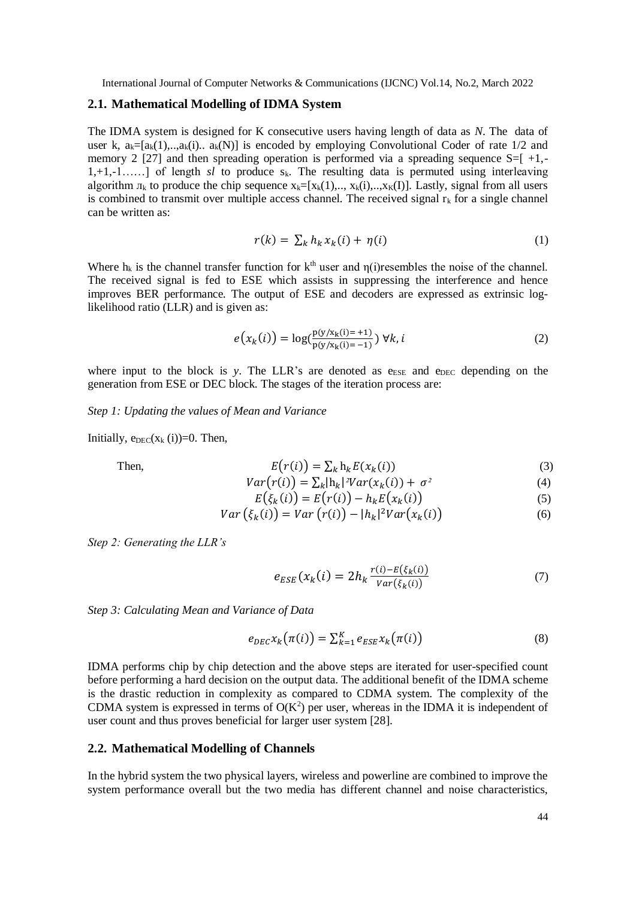### 2.1. Mathematical Modelling of IDMA System

The IDMA system is designed for K consecutive users having length of data as *N*. The data of user k, $a_k=[a_k(1),..,a_k(i)..\ a_k(N)]$ is encoded by employing Convolutional Coder of rate 1/2 and memory 2 [27] and then spreading operation is performed via a spreading sequence S=[ +1,-1,+1,-1……] of length *sl* to produce $s_k$. The resulting data is permuted using interleaving algorithm $\pi_k$ to produce the chip sequence $x_k=[x_k(1),..,\ x_k(i),..,x_K(I)]$. Lastly, signal from all users is combined to transmit over multiple access channel. The received signal $r_k$ for a single channel can be written as:

$$r(k) = \sum_k h_k x_k(i) + \eta(i) \tag{1}$$

Where $h_k$ is the channel transfer function for $k^{th}$ user and $\eta(i)$resembles the noise of the channel. The received signal is fed to ESE which assists in suppressing the interference and hence improves BER performance. The output of ESE and decoders are expressed as extrinsic log-likelihood ratio (LLR) and is given as:

$$e\big(x_k(i)\big) = \log\left(\frac{p(y/x_k(i)=+1)}{p(y/x_k(i)=-1)}\right)\ \forall k, i \tag{2}$$

where input to the block is *y*. The LLR's are denoted as $e_{ESE}$ and $e_{DEC}$ depending on the generation from ESE or DEC block. The stages of the iteration process are:

*Step 1: Updating the values of Mean and Variance*

Initially, $e_{DEC}(x_k\ (i))=0$. Then,

Then,
$$E\big(r(i)\big) = \sum_k h_k E\big(x_k(i)\big) \tag{3}$$

$$Var\big(r(i)\big) = \sum_k |h_k|^2 Var\big(x_k(i)\big) + \sigma^2 \tag{4}$$

$$E\big(\xi_k(i)\big) = E\big(r(i)\big) - h_k E\big(x_k(i)\big) \tag{5}$$

$$Var\left(\xi_k(i)\right) = Var\left(r(i)\right) - |h_k|^2 Var\big(x_k(i)\big) \tag{6}$$

*Step 2: Generating the LLR's*

$$e_{ESE}(x_k(i) = 2h_k \frac{r(i) - E\big(\xi_k(i)\big)}{Var\big(\xi_k(i)\big)} \tag{7}$$

*Step 3: Calculating Mean and Variance of Data*

$$e_{DEC} x_k\big(\pi(i)\big) = \sum_{k=1}^{K} e_{ESE} x_k\big(\pi(i)\big) \tag{8}$$

IDMA performs chip by chip detection and the above steps are iterated for user-specified count before performing a hard decision on the output data. The additional benefit of the IDMA scheme is the drastic reduction in complexity as compared to CDMA system. The complexity of the CDMA system is expressed in terms of $O(K^2)$ per user, whereas in the IDMA it is independent of user count and thus proves beneficial for larger user system [28].

### 2.2. Mathematical Modelling of Channels

In the hybrid system the two physical layers, wireless and powerline are combined to improve the system performance overall but the two media has different channel and noise characteristics,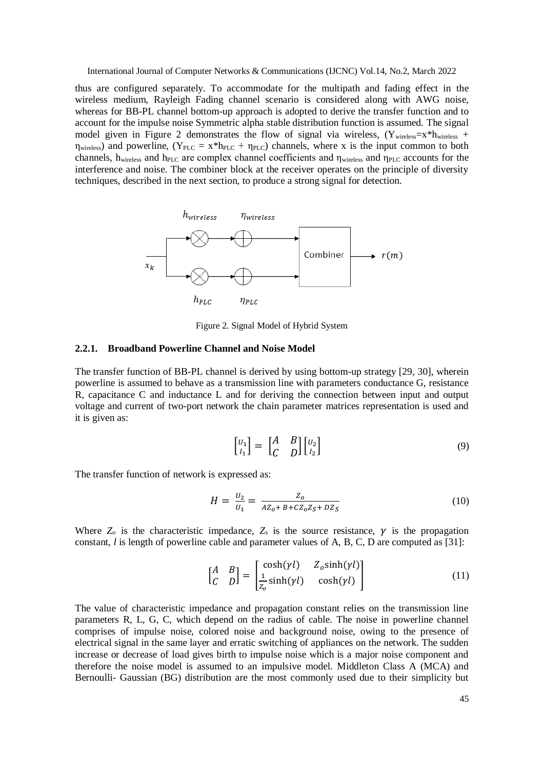thus are configured separately. To accommodate for the multipath and fading effect in the wireless medium, Rayleigh Fading channel scenario is considered along with AWG noise, whereas for BB-PL channel bottom-up approach is adopted to derive the transfer function and to account for the impulse noise Symmetric alpha stable distribution function is assumed. The signal model given in Figure 2 demonstrates the flow of signal via wireless, ($Y_{wireless}$=x*$h_{wireless}$ + $\eta_{wireless}$) and powerline, ($Y_{PLC}$ = x*$h_{PLC}$ + $\eta_{PLC}$) channels, where x is the input common to both channels, $h_{wireless}$ and $h_{PLC}$ are complex channel coefficients and $\eta_{wireless}$ and $\eta_{PLC}$ accounts for the interference and noise. The combiner block at the receiver operates on the principle of diversity techniques, described in the next section, to produce a strong signal for detection.

Figure 2. Signal Model of Hybrid System

### 2.2.1. Broadband Powerline Channel and Noise Model

The transfer function of BB-PL channel is derived by using bottom-up strategy [29, 30], wherein powerline is assumed to behave as a transmission line with parameters conductance G, resistance R, capacitance C and inductance L and for deriving the connection between input and output voltage and current of two-port network the chain parameter matrices representation is used and it is given as:

$$\begin{bmatrix} U_1 \\ I_1 \end{bmatrix} = \begin{bmatrix} A & B \\ C & D \end{bmatrix} \begin{bmatrix} U_2 \\ I_2 \end{bmatrix} \tag{9}$$

The transfer function of network is expressed as:

$$H = \frac{U_2}{U_1} = \frac{Z_o}{AZ_o + B + CZ_oZ_S + DZ_S} \tag{10}$$

Where $Z_o$ is the characteristic impedance, $Z_s$ is the source resistance, $\gamma$ is the propagation constant, $l$ is length of powerline cable and parameter values of A, B, C, D are computed as [31]:

$$\begin{bmatrix} A & B \\ C & D \end{bmatrix} = \begin{bmatrix} \cosh(\gamma l) & Z_o \sinh(\gamma l) \\ \frac{1}{Z_o}\sinh(\gamma l) & \cosh(\gamma l) \end{bmatrix} \tag{11}$$

The value of characteristic impedance and propagation constant relies on the transmission line parameters R, L, G, C, which depend on the radius of cable. The noise in powerline channel comprises of impulse noise, colored noise and background noise, owing to the presence of electrical signal in the same layer and erratic switching of appliances on the network. The sudden increase or decrease of load gives birth to impulse noise which is a major noise component and therefore the noise model is assumed to an impulsive model. Middleton Class A (MCA) and Bernoulli- Gaussian (BG) distribution are the most commonly used due to their simplicity but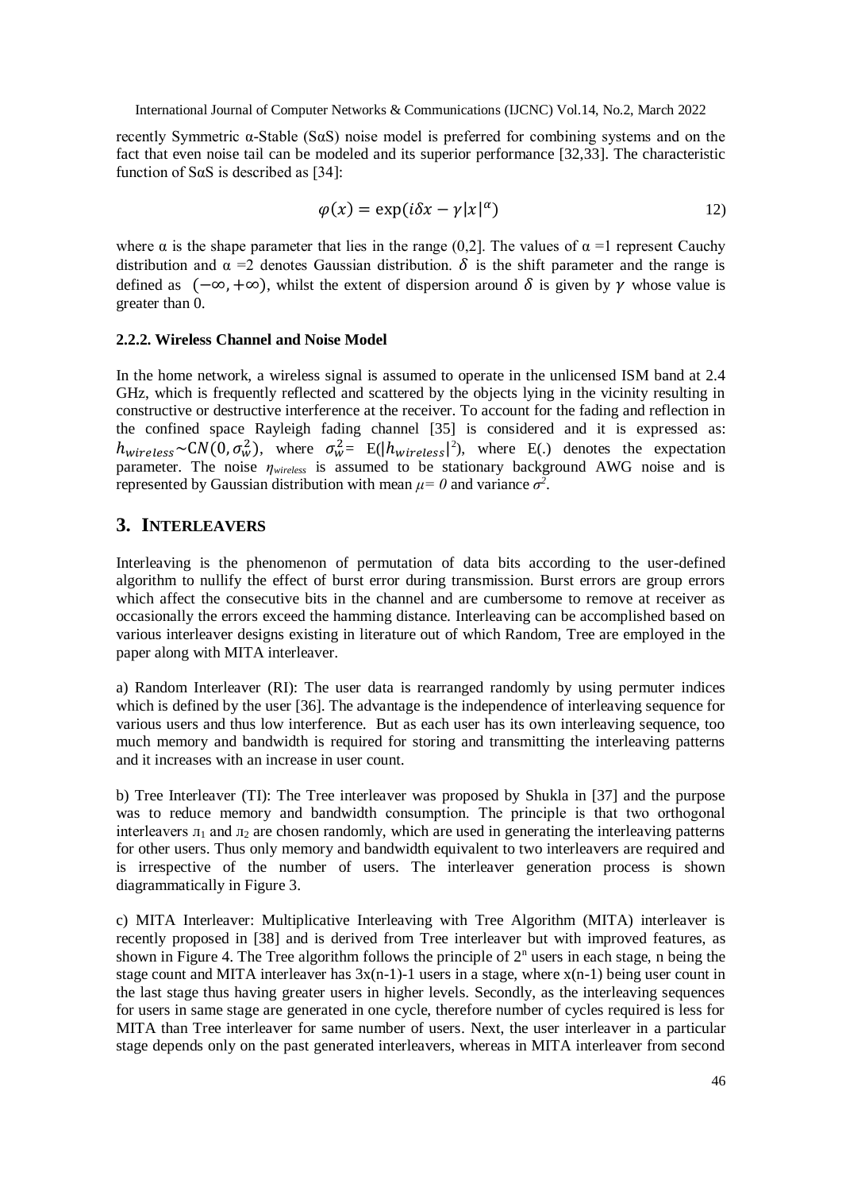recently Symmetric α-Stable (SαS) noise model is preferred for combining systems and on the fact that even noise tail can be modeled and its superior performance [32,33]. The characteristic function of SαS is described as [34]:

$$\varphi(x) = \exp(i\delta x - \gamma|x|^{\alpha}) \qquad 12)$$

where α is the shape parameter that lies in the range (0,2]. The values of α =1 represent Cauchy distribution and α =2 denotes Gaussian distribution. $\delta$ is the shift parameter and the range is defined as $(-\infty, +\infty)$, whilst the extent of dispersion around $\delta$ is given by $\gamma$ whose value is greater than 0.

### 2.2.2. Wireless Channel and Noise Model

In the home network, a wireless signal is assumed to operate in the unlicensed ISM band at 2.4 GHz, which is frequently reflected and scattered by the objects lying in the vicinity resulting in constructive or destructive interference at the receiver. To account for the fading and reflection in the confined space Rayleigh fading channel [35] is considered and it is expressed as: $h_{wireless} \sim CN(0, \sigma_w^2)$, where $\sigma_w^2 = E(|h_{wireless}|^2)$, where E(.) denotes the expectation parameter. The noise $\eta_{wireless}$ is assumed to be stationary background AWG noise and is represented by Gaussian distribution with mean $\mu = 0$ and variance $\sigma^2$.

## 3. INTERLEAVERS

Interleaving is the phenomenon of permutation of data bits according to the user-defined algorithm to nullify the effect of burst error during transmission. Burst errors are group errors which affect the consecutive bits in the channel and are cumbersome to remove at receiver as occasionally the errors exceed the hamming distance. Interleaving can be accomplished based on various interleaver designs existing in literature out of which Random, Tree are employed in the paper along with MITA interleaver.

a) Random Interleaver (RI): The user data is rearranged randomly by using permuter indices which is defined by the user [36]. The advantage is the independence of interleaving sequence for various users and thus low interference. But as each user has its own interleaving sequence, too much memory and bandwidth is required for storing and transmitting the interleaving patterns and it increases with an increase in user count.

b) Tree Interleaver (TI): The Tree interleaver was proposed by Shukla in [37] and the purpose was to reduce memory and bandwidth consumption. The principle is that two orthogonal interleavers $л_1$ and $л_2$ are chosen randomly, which are used in generating the interleaving patterns for other users. Thus only memory and bandwidth equivalent to two interleavers are required and is irrespective of the number of users. The interleaver generation process is shown diagrammatically in Figure 3.

c) MITA Interleaver: Multiplicative Interleaving with Tree Algorithm (MITA) interleaver is recently proposed in [38] and is derived from Tree interleaver but with improved features, as shown in Figure 4. The Tree algorithm follows the principle of $2^n$ users in each stage, n being the stage count and MITA interleaver has 3x(n-1)-1 users in a stage, where x(n-1) being user count in the last stage thus having greater users in higher levels. Secondly, as the interleaving sequences for users in same stage are generated in one cycle, therefore number of cycles required is less for MITA than Tree interleaver for same number of users. Next, the user interleaver in a particular stage depends only on the past generated interleavers, whereas in MITA interleaver from second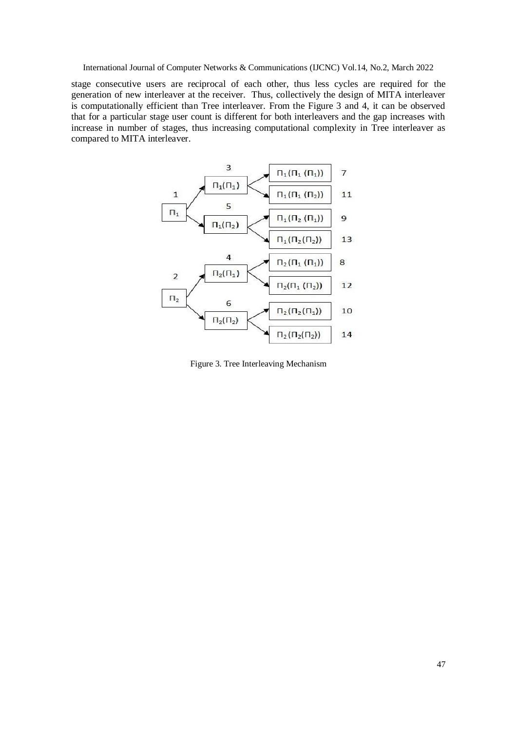stage consecutive users are reciprocal of each other, thus less cycles are required for the generation of new interleaver at the receiver. Thus, collectively the design of MITA interleaver is computationally efficient than Tree interleaver. From the Figure 3 and 4, it can be observed that for a particular stage user count is different for both interleavers and the gap increases with increase in number of stages, thus increasing computational complexity in Tree interleaver as compared to MITA interleaver.

Figure 3. Tree Interleaving Mechanism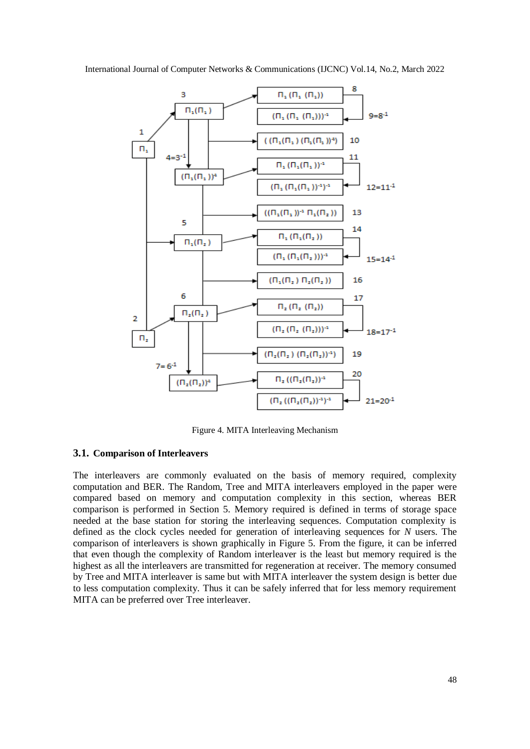Figure 4. MITA Interleaving Mechanism

### 3.1. Comparison of Interleavers

The interleavers are commonly evaluated on the basis of memory required, complexity computation and BER. The Random, Tree and MITA interleavers employed in the paper were compared based on memory and computation complexity in this section, whereas BER comparison is performed in Section 5. Memory required is defined in terms of storage space needed at the base station for storing the interleaving sequences. Computation complexity is defined as the clock cycles needed for generation of interleaving sequences for $N$ users. The comparison of interleavers is shown graphically in Figure 5. From the figure, it can be inferred that even though the complexity of Random interleaver is the least but memory required is the highest as all the interleavers are transmitted for regeneration at receiver. The memory consumed by Tree and MITA interleaver is same but with MITA interleaver the system design is better due to less computation complexity. Thus it can be safely inferred that for less memory requirement MITA can be preferred over Tree interleaver.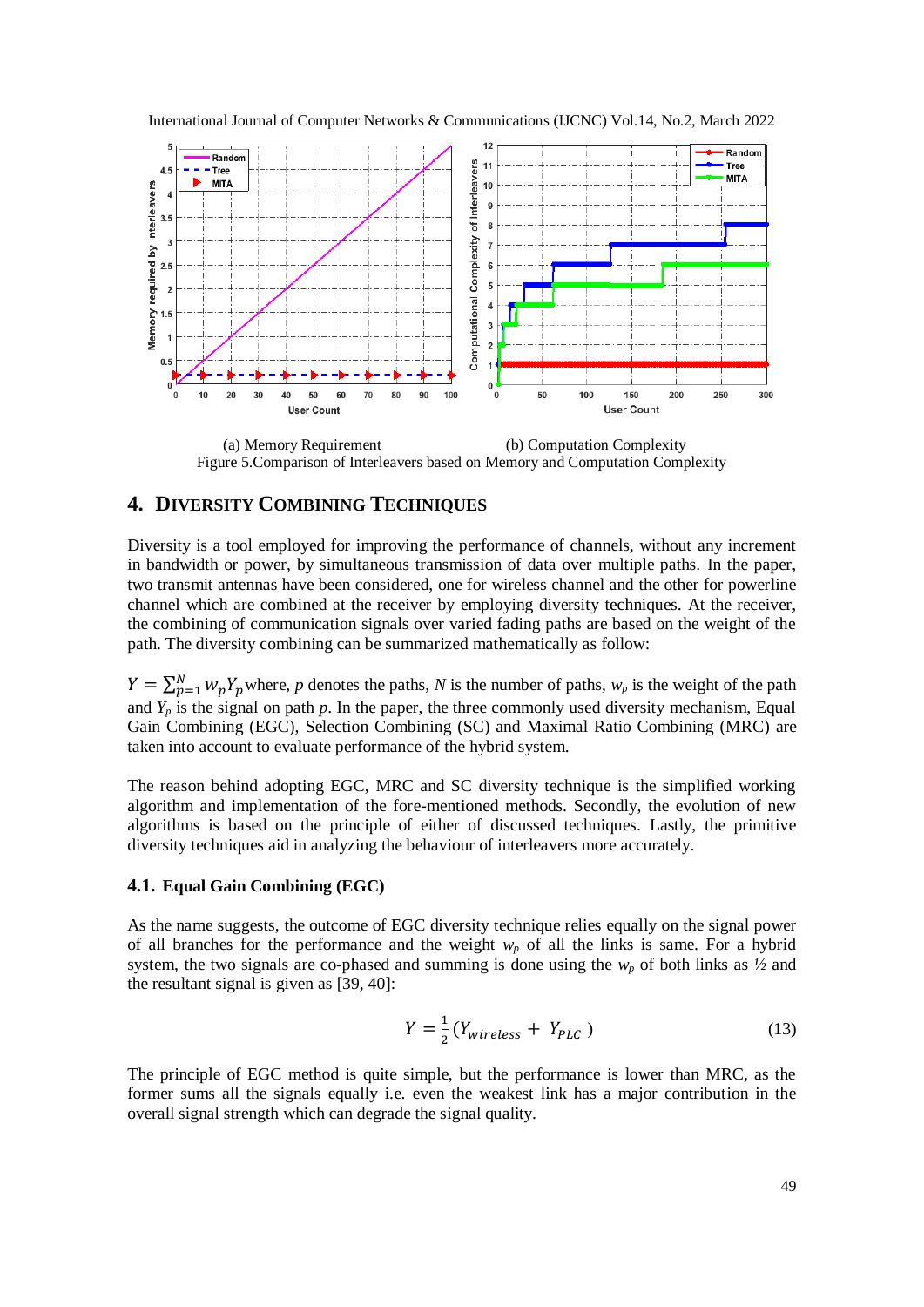(a) Memory Requirement (b) Computation Complexity

Figure 5.Comparison of Interleavers based on Memory and Computation Complexity

## 4. Diversity Combining Techniques

Diversity is a tool employed for improving the performance of channels, without any increment in bandwidth or power, by simultaneous transmission of data over multiple paths. In the paper, two transmit antennas have been considered, one for wireless channel and the other for powerline channel which are combined at the receiver by employing diversity techniques. At the receiver, the combining of communication signals over varied fading paths are based on the weight of the path. The diversity combining can be summarized mathematically as follow:

$Y = \sum_{p=1}^{N} w_p Y_p$ where, $p$ denotes the paths, $N$ is the number of paths, $w_p$ is the weight of the path and $Y_p$ is the signal on path $p$. In the paper, the three commonly used diversity mechanism, Equal Gain Combining (EGC), Selection Combining (SC) and Maximal Ratio Combining (MRC) are taken into account to evaluate performance of the hybrid system.

The reason behind adopting EGC, MRC and SC diversity technique is the simplified working algorithm and implementation of the fore-mentioned methods. Secondly, the evolution of new algorithms is based on the principle of either of discussed techniques. Lastly, the primitive diversity techniques aid in analyzing the behaviour of interleavers more accurately.

### 4.1. Equal Gain Combining (EGC)

As the name suggests, the outcome of EGC diversity technique relies equally on the signal power of all branches for the performance and the weight $w_p$ of all the links is same. For a hybrid system, the two signals are co-phased and summing is done using the $w_p$ of both links as ½ and the resultant signal is given as [39, 40]:

$$Y = \frac{1}{2}(Y_{wireless} + Y_{PLC}) \tag{13}$$

The principle of EGC method is quite simple, but the performance is lower than MRC, as the former sums all the signals equally i.e. even the weakest link has a major contribution in the overall signal strength which can degrade the signal quality.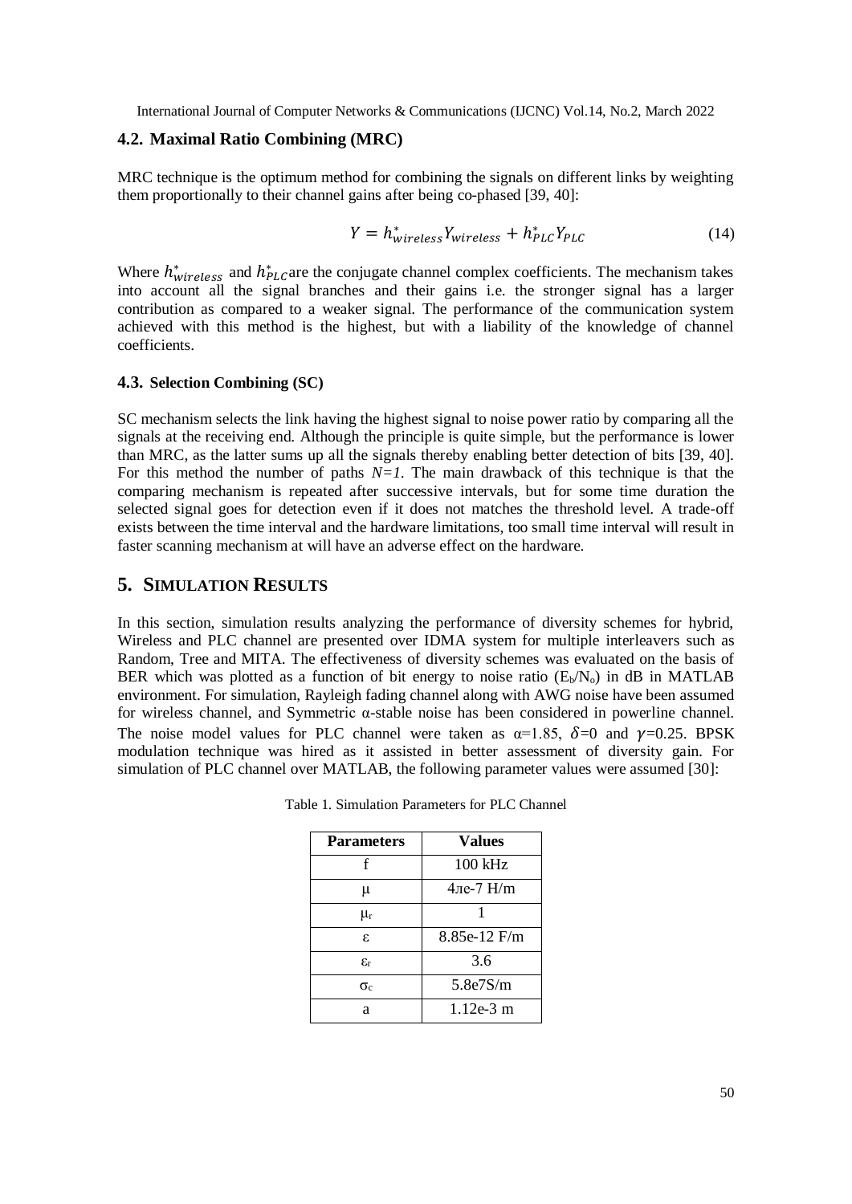### 4.2. Maximal Ratio Combining (MRC)

MRC technique is the optimum method for combining the signals on different links by weighting them proportionally to their channel gains after being co-phased [39, 40]:

$$Y = h^*_{wireless} Y_{wireless} + h^*_{PLC} Y_{PLC} \tag{14}$$

Where $h^*_{wireless}$ and $h^*_{PLC}$ are the conjugate channel complex coefficients. The mechanism takes into account all the signal branches and their gains i.e. the stronger signal has a larger contribution as compared to a weaker signal. The performance of the communication system achieved with this method is the highest, but with a liability of the knowledge of channel coefficients.

#### 4.3. Selection Combining (SC)

SC mechanism selects the link having the highest signal to noise power ratio by comparing all the signals at the receiving end. Although the principle is quite simple, but the performance is lower than MRC, as the latter sums up all the signals thereby enabling better detection of bits [39, 40]. For this method the number of paths $N=1$. The main drawback of this technique is that the comparing mechanism is repeated after successive intervals, but for some time duration the selected signal goes for detection even if it does not matches the threshold level. A trade-off exists between the time interval and the hardware limitations, too small time interval will result in faster scanning mechanism at will have an adverse effect on the hardware.

## 5. SIMULATION RESULTS

In this section, simulation results analyzing the performance of diversity schemes for hybrid, Wireless and PLC channel are presented over IDMA system for multiple interleavers such as Random, Tree and MITA. The effectiveness of diversity schemes was evaluated on the basis of BER which was plotted as a function of bit energy to noise ratio ($E_b/N_o$) in dB in MATLAB environment. For simulation, Rayleigh fading channel along with AWG noise have been assumed for wireless channel, and Symmetric α-stable noise has been considered in powerline channel. The noise model values for PLC channel were taken as $\alpha=1.85$, $\delta=0$ and $\gamma=0.25$. BPSK modulation technique was hired as it assisted in better assessment of diversity gain. For simulation of PLC channel over MATLAB, the following parameter values were assumed [30]:

Table 1. Simulation Parameters for PLC Channel

| Parameters | Values |
|---|---|
| f | 100 kHz |
| $\mu$ | 4ле-7 H/m |
| $\mu_r$ | 1 |
| $\varepsilon$ | 8.85e-12 F/m |
| $\varepsilon_r$ | 3.6 |
| $\sigma_c$ | 5.8e7S/m |
| a | 1.12e-3 m |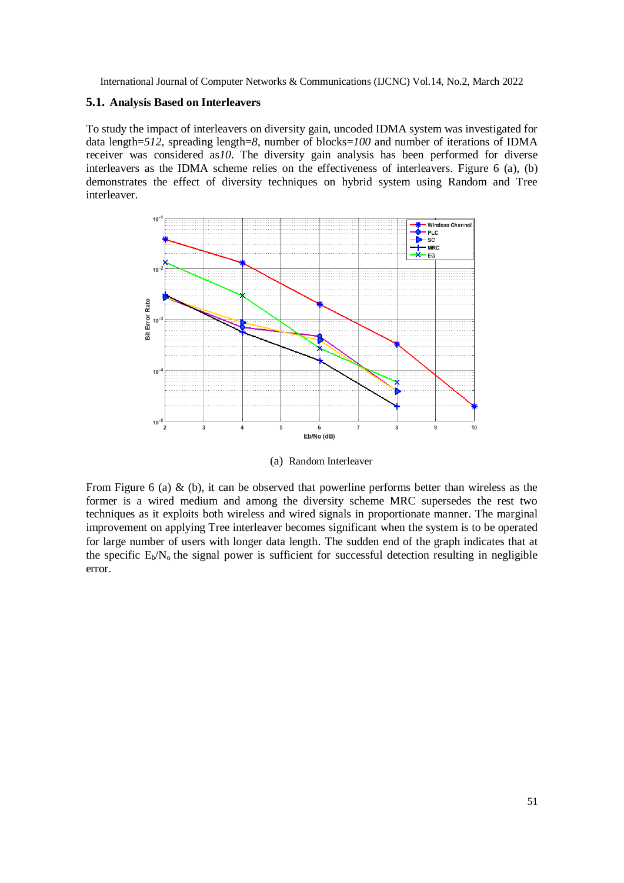### 5.1. Analysis Based on Interleavers

To study the impact of interleavers on diversity gain, uncoded IDMA system was investigated for data length=*512*, spreading length=*8*, number of blocks=*100* and number of iterations of IDMA receiver was considered as*10*. The diversity gain analysis has been performed for diverse interleavers as the IDMA scheme relies on the effectiveness of interleavers. Figure 6 (a), (b) demonstrates the effect of diversity techniques on hybrid system using Random and Tree interleaver.

(a) Random Interleaver

From Figure 6 (a) & (b), it can be observed that powerline performs better than wireless as the former is a wired medium and among the diversity scheme MRC supersedes the rest two techniques as it exploits both wireless and wired signals in proportionate manner. The marginal improvement on applying Tree interleaver becomes significant when the system is to be operated for large number of users with longer data length. The sudden end of the graph indicates that at the specific $E_b/N_o$ the signal power is sufficient for successful detection resulting in negligible error.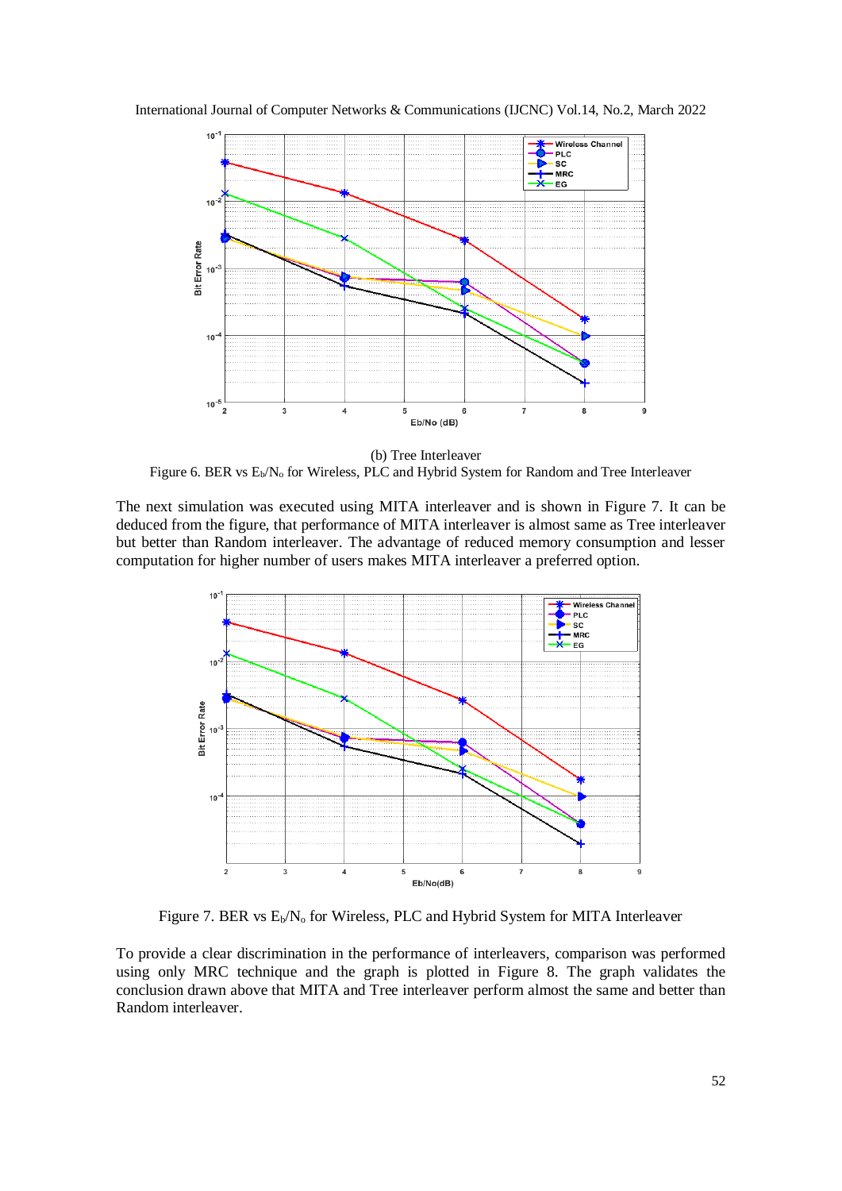(b) Tree Interleaver

Figure 6. BER vs $E_b/N_o$ for Wireless, PLC and Hybrid System for Random and Tree Interleaver

The next simulation was executed using MITA interleaver and is shown in Figure 7. It can be deduced from the figure, that performance of MITA interleaver is almost same as Tree interleaver but better than Random interleaver. The advantage of reduced memory consumption and lesser computation for higher number of users makes MITA interleaver a preferred option.

Figure 7. BER vs $E_b/N_o$ for Wireless, PLC and Hybrid System for MITA Interleaver

To provide a clear discrimination in the performance of interleavers, comparison was performed using only MRC technique and the graph is plotted in Figure 8. The graph validates the conclusion drawn above that MITA and Tree interleaver perform almost the same and better than Random interleaver.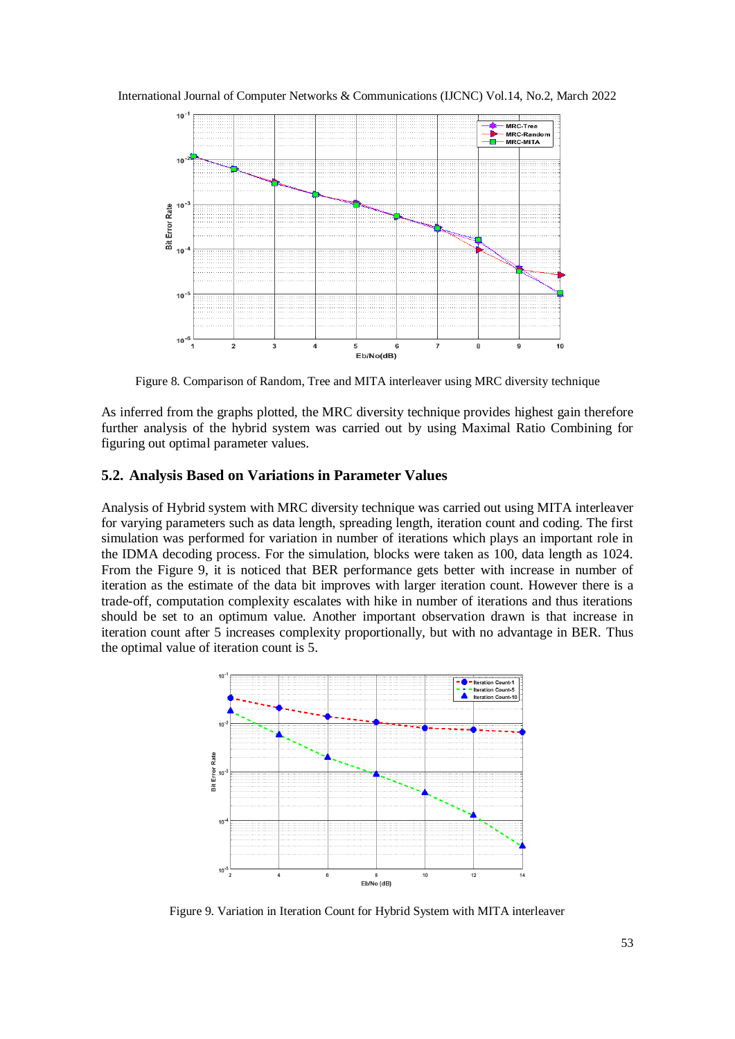Figure 8. Comparison of Random, Tree and MITA interleaver using MRC diversity technique

As inferred from the graphs plotted, the MRC diversity technique provides highest gain therefore further analysis of the hybrid system was carried out by using Maximal Ratio Combining for figuring out optimal parameter values.

### 5.2. Analysis Based on Variations in Parameter Values

Analysis of Hybrid system with MRC diversity technique was carried out using MITA interleaver for varying parameters such as data length, spreading length, iteration count and coding. The first simulation was performed for variation in number of iterations which plays an important role in the IDMA decoding process. For the simulation, blocks were taken as 100, data length as 1024. From the Figure 9, it is noticed that BER performance gets better with increase in number of iteration as the estimate of the data bit improves with larger iteration count. However there is a trade-off, computation complexity escalates with hike in number of iterations and thus iterations should be set to an optimum value. Another important observation drawn is that increase in iteration count after 5 increases complexity proportionally, but with no advantage in BER. Thus the optimal value of iteration count is 5.

Figure 9. Variation in Iteration Count for Hybrid System with MITA interleaver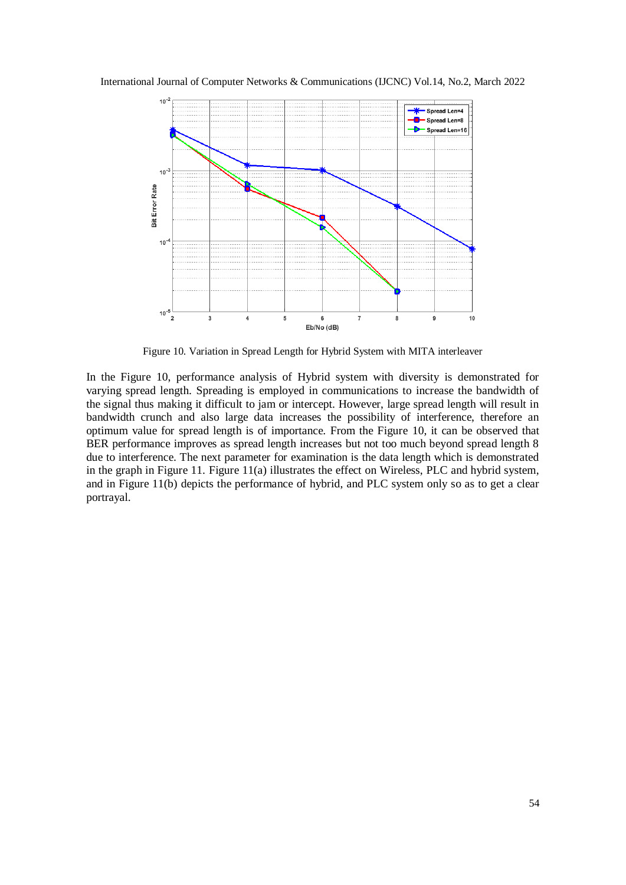Figure 10. Variation in Spread Length for Hybrid System with MITA interleaver

In the Figure 10, performance analysis of Hybrid system with diversity is demonstrated for varying spread length. Spreading is employed in communications to increase the bandwidth of the signal thus making it difficult to jam or intercept. However, large spread length will result in bandwidth crunch and also large data increases the possibility of interference, therefore an optimum value for spread length is of importance. From the Figure 10, it can be observed that BER performance improves as spread length increases but not too much beyond spread length 8 due to interference. The next parameter for examination is the data length which is demonstrated in the graph in Figure 11. Figure 11(a) illustrates the effect on Wireless, PLC and hybrid system, and in Figure 11(b) depicts the performance of hybrid, and PLC system only so as to get a clear portrayal.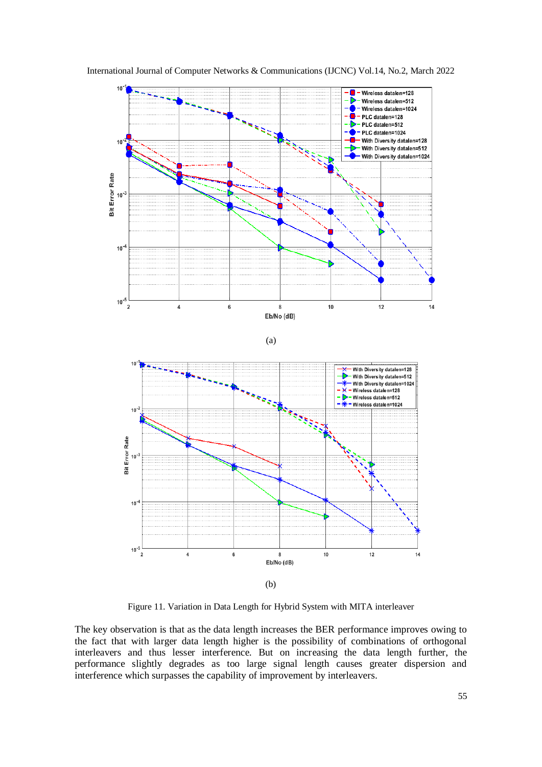(a)

(b)

Figure 11. Variation in Data Length for Hybrid System with MITA interleaver

The key observation is that as the data length increases the BER performance improves owing to the fact that with larger data length higher is the possibility of combinations of orthogonal interleavers and thus lesser interference. But on increasing the data length further, the performance slightly degrades as too large signal length causes greater dispersion and interference which surpasses the capability of improvement by interleavers.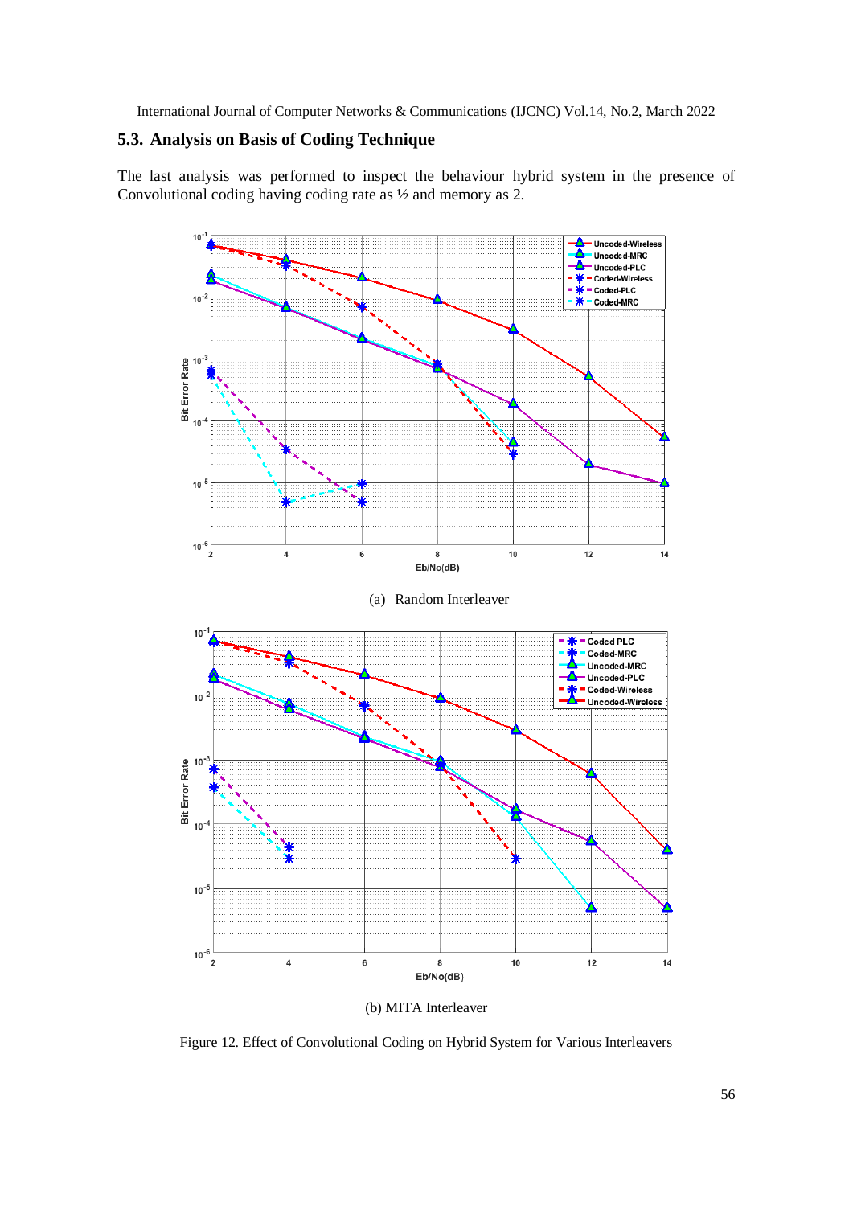### 5.3. Analysis on Basis of Coding Technique

The last analysis was performed to inspect the behaviour hybrid system in the presence of Convolutional coding having coding rate as ½ and memory as 2.

(a) Random Interleaver

(b) MITA Interleaver

Figure 12. Effect of Convolutional Coding on Hybrid System for Various Interleavers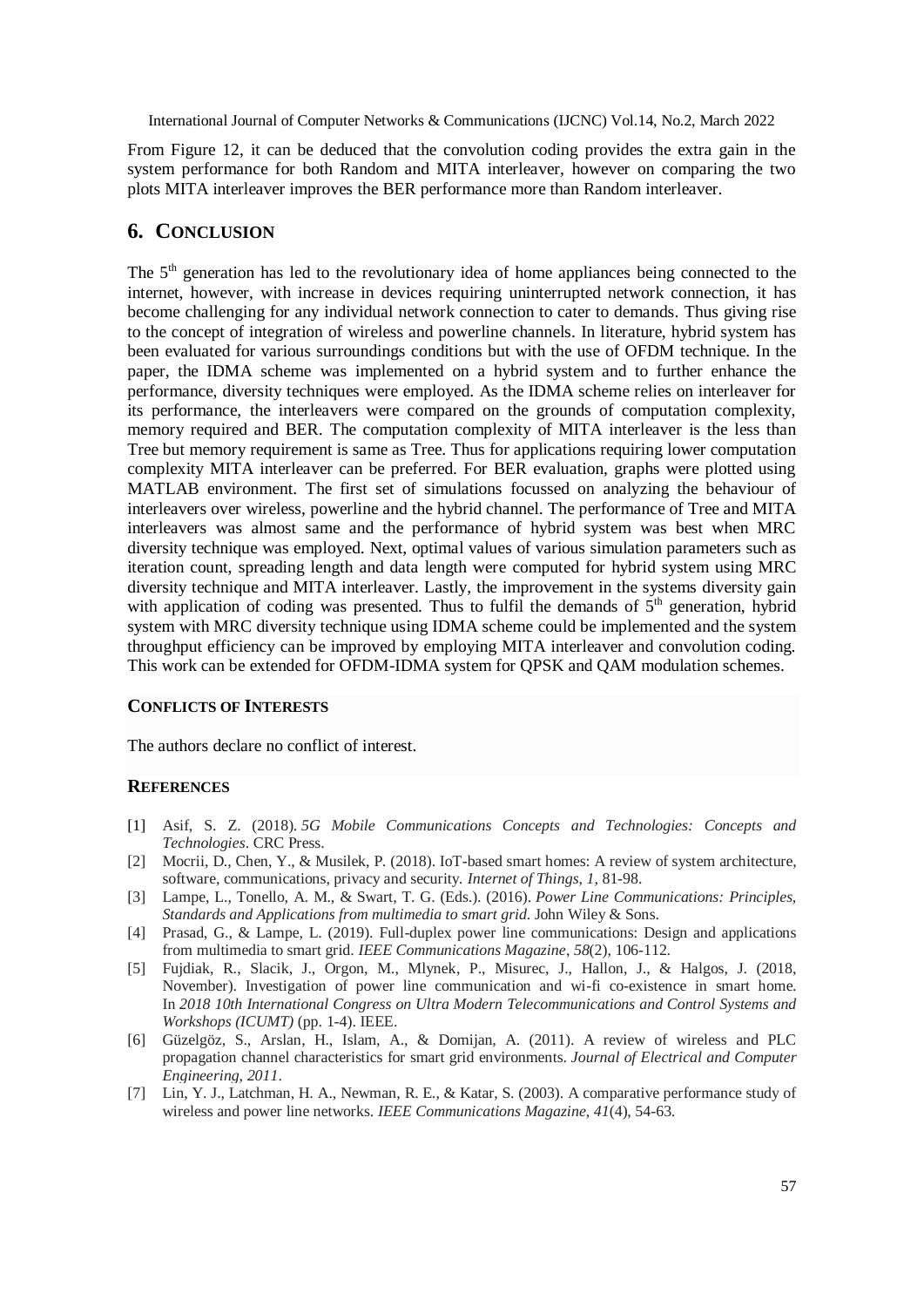From Figure 12, it can be deduced that the convolution coding provides the extra gain in the system performance for both Random and MITA interleaver, however on comparing the two plots MITA interleaver improves the BER performance more than Random interleaver.

## 6. Conclusion

The 5$^{th}$ generation has led to the revolutionary idea of home appliances being connected to the internet, however, with increase in devices requiring uninterrupted network connection, it has become challenging for any individual network connection to cater to demands. Thus giving rise to the concept of integration of wireless and powerline channels. In literature, hybrid system has been evaluated for various surroundings conditions but with the use of OFDM technique. In the paper, the IDMA scheme was implemented on a hybrid system and to further enhance the performance, diversity techniques were employed. As the IDMA scheme relies on interleaver for its performance, the interleavers were compared on the grounds of computation complexity, memory required and BER. The computation complexity of MITA interleaver is the less than Tree but memory requirement is same as Tree. Thus for applications requiring lower computation complexity MITA interleaver can be preferred. For BER evaluation, graphs were plotted using MATLAB environment. The first set of simulations focussed on analyzing the behaviour of interleavers over wireless, powerline and the hybrid channel. The performance of Tree and MITA interleavers was almost same and the performance of hybrid system was best when MRC diversity technique was employed. Next, optimal values of various simulation parameters such as iteration count, spreading length and data length were computed for hybrid system using MRC diversity technique and MITA interleaver. Lastly, the improvement in the systems diversity gain with application of coding was presented. Thus to fulfil the demands of 5$^{th}$ generation, hybrid system with MRC diversity technique using IDMA scheme could be implemented and the system throughput efficiency can be improved by employing MITA interleaver and convolution coding. This work can be extended for OFDM-IDMA system for QPSK and QAM modulation schemes.

### Conflicts of Interests

The authors declare no conflict of interest.

### References

[1] Asif, S. Z. (2018). *5G Mobile Communications Concepts and Technologies: Concepts and Technologies*. CRC Press.

[2] Mocrii, D., Chen, Y., & Musilek, P. (2018). IoT-based smart homes: A review of system architecture, software, communications, privacy and security. *Internet of Things*, *1*, 81-98.

[3] Lampe, L., Tonello, A. M., & Swart, T. G. (Eds.). (2016). *Power Line Communications: Principles, Standards and Applications from multimedia to smart grid*. John Wiley & Sons.

[4] Prasad, G., & Lampe, L. (2019). Full-duplex power line communications: Design and applications from multimedia to smart grid. *IEEE Communications Magazine*, *58*(2), 106-112.

[5] Fujdiak, R., Slacik, J., Orgon, M., Mlynek, P., Misurec, J., Hallon, J., & Halgos, J. (2018, November). Investigation of power line communication and wi-fi co-existence in smart home. In *2018 10th International Congress on Ultra Modern Telecommunications and Control Systems and Workshops (ICUMT)* (pp. 1-4). IEEE.

[6] Güzelgöz, S., Arslan, H., Islam, A., & Domijan, A. (2011). A review of wireless and PLC propagation channel characteristics for smart grid environments. *Journal of Electrical and Computer Engineering*, *2011*.

[7] Lin, Y. J., Latchman, H. A., Newman, R. E., & Katar, S. (2003). A comparative performance study of wireless and power line networks. *IEEE Communications Magazine*, *41*(4), 54-63.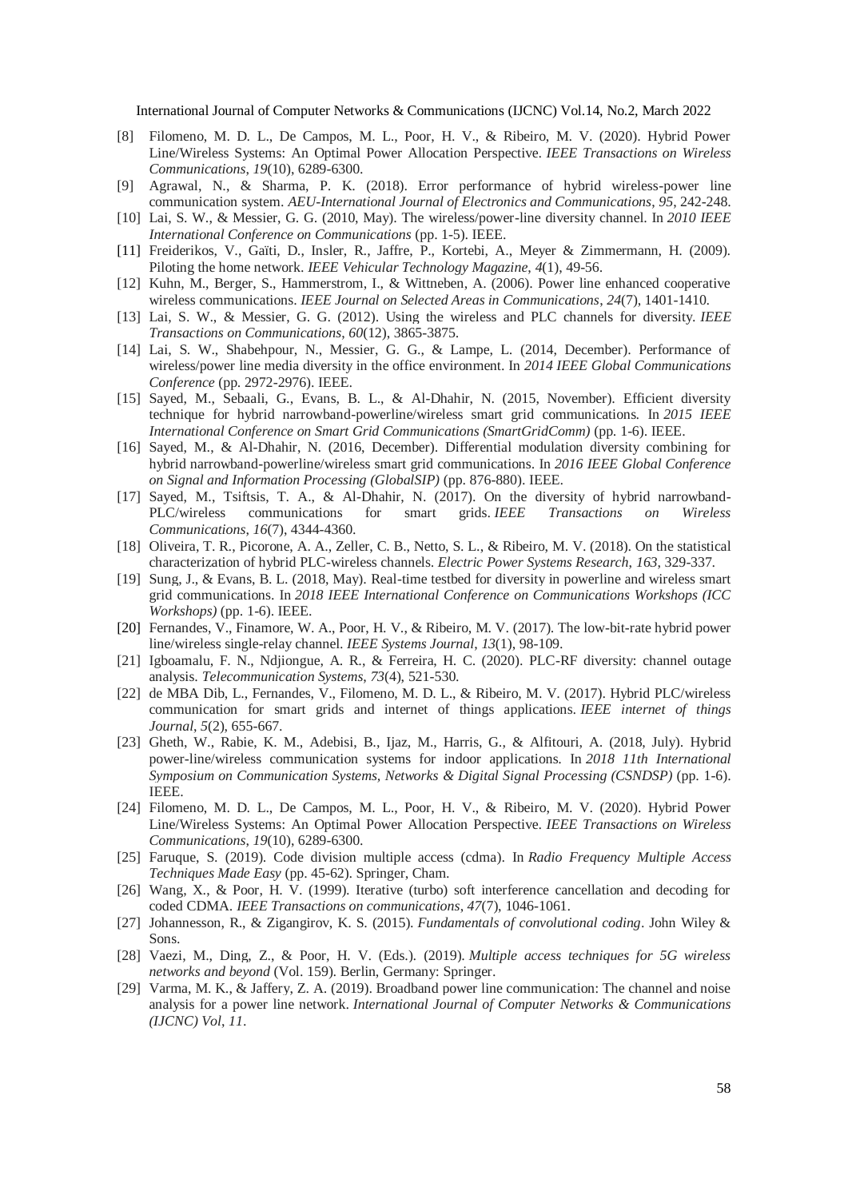[8] Filomeno, M. D. L., De Campos, M. L., Poor, H. V., & Ribeiro, M. V. (2020). Hybrid Power Line/Wireless Systems: An Optimal Power Allocation Perspective. *IEEE Transactions on Wireless Communications*, *19*(10), 6289-6300.

[9] Agrawal, N., & Sharma, P. K. (2018). Error performance of hybrid wireless-power line communication system. *AEU-International Journal of Electronics and Communications*, *95*, 242-248.

[10] Lai, S. W., & Messier, G. G. (2010, May). The wireless/power-line diversity channel. In *2010 IEEE International Conference on Communications* (pp. 1-5). IEEE.

[11] Freiderikos, V., Gaïti, D., Insler, R., Jaffre, P., Kortebi, A., Meyer & Zimmermann, H. (2009). Piloting the home network. *IEEE Vehicular Technology Magazine*, *4*(1), 49-56.

[12] Kuhn, M., Berger, S., Hammerstrom, I., & Wittneben, A. (2006). Power line enhanced cooperative wireless communications. *IEEE Journal on Selected Areas in Communications*, *24*(7), 1401-1410.

[13] Lai, S. W., & Messier, G. G. (2012). Using the wireless and PLC channels for diversity. *IEEE Transactions on Communications*, *60*(12), 3865-3875.

[14] Lai, S. W., Shabehpour, N., Messier, G. G., & Lampe, L. (2014, December). Performance of wireless/power line media diversity in the office environment. In *2014 IEEE Global Communications Conference* (pp. 2972-2976). IEEE.

[15] Sayed, M., Sebaali, G., Evans, B. L., & Al-Dhahir, N. (2015, November). Efficient diversity technique for hybrid narrowband-powerline/wireless smart grid communications. In *2015 IEEE International Conference on Smart Grid Communications (SmartGridComm)* (pp. 1-6). IEEE.

[16] Sayed, M., & Al-Dhahir, N. (2016, December). Differential modulation diversity combining for hybrid narrowband-powerline/wireless smart grid communications. In *2016 IEEE Global Conference on Signal and Information Processing (GlobalSIP)* (pp. 876-880). IEEE.

[17] Sayed, M., Tsiftsis, T. A., & Al-Dhahir, N. (2017). On the diversity of hybrid narrowband-PLC/wireless communications for smart grids. *IEEE Transactions on Wireless Communications*, *16*(7), 4344-4360.

[18] Oliveira, T. R., Picorone, A. A., Zeller, C. B., Netto, S. L., & Ribeiro, M. V. (2018). On the statistical characterization of hybrid PLC-wireless channels. *Electric Power Systems Research*, *163*, 329-337.

[19] Sung, J., & Evans, B. L. (2018, May). Real-time testbed for diversity in powerline and wireless smart grid communications. In *2018 IEEE International Conference on Communications Workshops (ICC Workshops)* (pp. 1-6). IEEE.

[20] Fernandes, V., Finamore, W. A., Poor, H. V., & Ribeiro, M. V. (2017). The low-bit-rate hybrid power line/wireless single-relay channel. *IEEE Systems Journal*, *13*(1), 98-109.

[21] Igboamalu, F. N., Ndjiongue, A. R., & Ferreira, H. C. (2020). PLC-RF diversity: channel outage analysis. *Telecommunication Systems*, *73*(4), 521-530.

[22] de MBA Dib, L., Fernandes, V., Filomeno, M. D. L., & Ribeiro, M. V. (2017). Hybrid PLC/wireless communication for smart grids and internet of things applications. *IEEE internet of things Journal*, *5*(2), 655-667.

[23] Gheth, W., Rabie, K. M., Adebisi, B., Ijaz, M., Harris, G., & Alfitouri, A. (2018, July). Hybrid power-line/wireless communication systems for indoor applications. In *2018 11th International Symposium on Communication Systems, Networks & Digital Signal Processing (CSNDSP)* (pp. 1-6). IEEE.

[24] Filomeno, M. D. L., De Campos, M. L., Poor, H. V., & Ribeiro, M. V. (2020). Hybrid Power Line/Wireless Systems: An Optimal Power Allocation Perspective. *IEEE Transactions on Wireless Communications*, *19*(10), 6289-6300.

[25] Faruque, S. (2019). Code division multiple access (cdma). In *Radio Frequency Multiple Access Techniques Made Easy* (pp. 45-62). Springer, Cham.

[26] Wang, X., & Poor, H. V. (1999). Iterative (turbo) soft interference cancellation and decoding for coded CDMA. *IEEE Transactions on communications*, *47*(7), 1046-1061.

[27] Johannesson, R., & Zigangirov, K. S. (2015). *Fundamentals of convolutional coding*. John Wiley & Sons.

[28] Vaezi, M., Ding, Z., & Poor, H. V. (Eds.). (2019). *Multiple access techniques for 5G wireless networks and beyond* (Vol. 159). Berlin, Germany: Springer.

[29] Varma, M. K., & Jaffery, Z. A. (2019). Broadband power line communication: The channel and noise analysis for a power line network. *International Journal of Computer Networks & Communications (IJCNC) Vol*, *11*.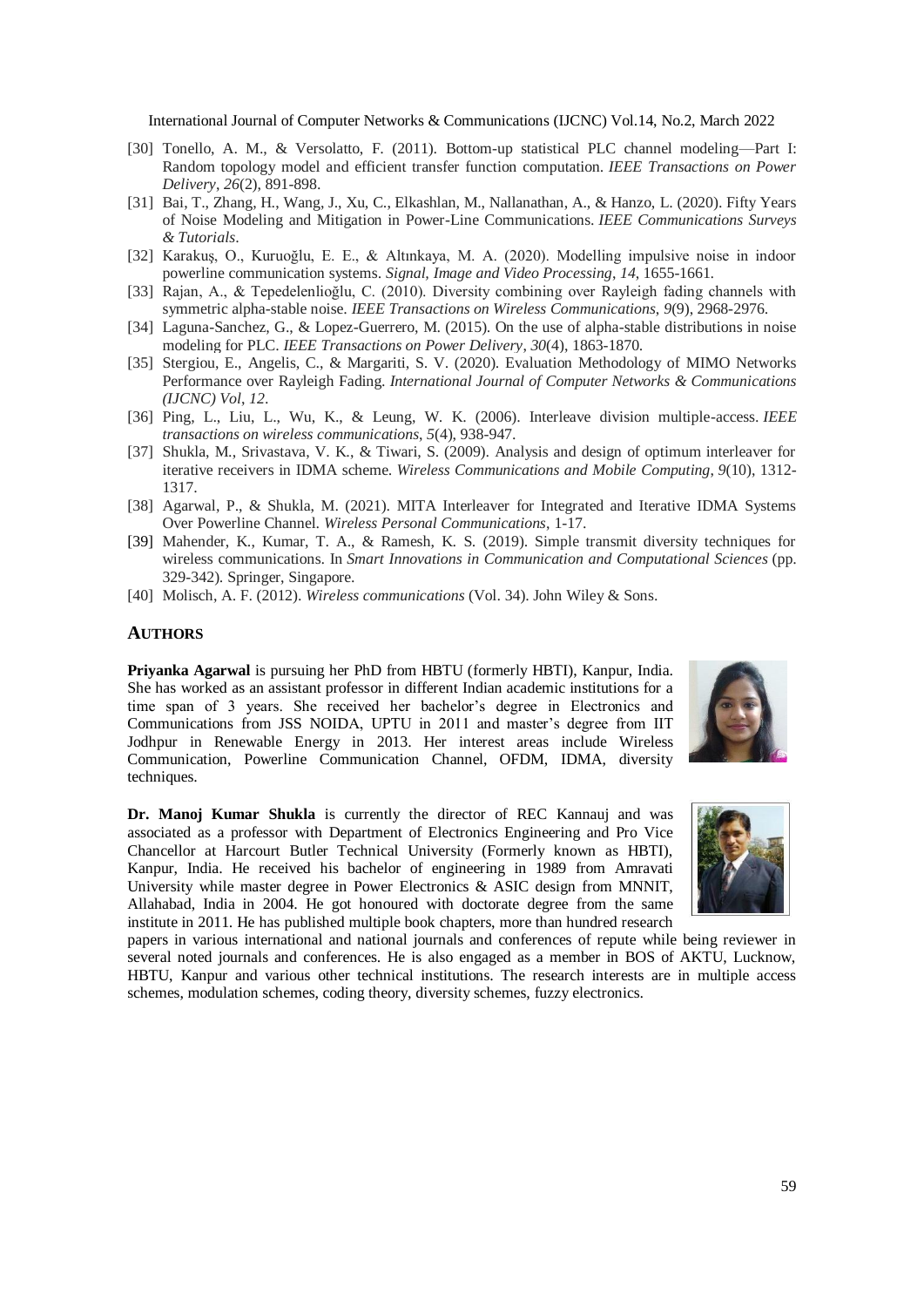[30] Tonello, A. M., & Versolatto, F. (2011). Bottom-up statistical PLC channel modeling—Part I: Random topology model and efficient transfer function computation. *IEEE Transactions on Power Delivery*, *26*(2), 891-898.

[31] Bai, T., Zhang, H., Wang, J., Xu, C., Elkashlan, M., Nallanathan, A., & Hanzo, L. (2020). Fifty Years of Noise Modeling and Mitigation in Power-Line Communications. *IEEE Communications Surveys & Tutorials*.

[32] Karakuş, O., Kuruoğlu, E. E., & Altınkaya, M. A. (2020). Modelling impulsive noise in indoor powerline communication systems. *Signal, Image and Video Processing*, *14*, 1655-1661.

[33] Rajan, A., & Tepedelenlioğlu, C. (2010). Diversity combining over Rayleigh fading channels with symmetric alpha-stable noise. *IEEE Transactions on Wireless Communications*, *9*(9), 2968-2976.

[34] Laguna-Sanchez, G., & Lopez-Guerrero, M. (2015). On the use of alpha-stable distributions in noise modeling for PLC. *IEEE Transactions on Power Delivery*, *30*(4), 1863-1870.

[35] Stergiou, E., Angelis, C., & Margariti, S. V. (2020). Evaluation Methodology of MIMO Networks Performance over Rayleigh Fading. *International Journal of Computer Networks & Communications (IJCNC) Vol*, *12*.

[36] Ping, L., Liu, L., Wu, K., & Leung, W. K. (2006). Interleave division multiple-access. *IEEE transactions on wireless communications*, *5*(4), 938-947.

[37] Shukla, M., Srivastava, V. K., & Tiwari, S. (2009). Analysis and design of optimum interleaver for iterative receivers in IDMA scheme. *Wireless Communications and Mobile Computing*, *9*(10), 1312-1317.

[38] Agarwal, P., & Shukla, M. (2021). MITA Interleaver for Integrated and Iterative IDMA Systems Over Powerline Channel. *Wireless Personal Communications*, 1-17.

[39] Mahender, K., Kumar, T. A., & Ramesh, K. S. (2019). Simple transmit diversity techniques for wireless communications. In *Smart Innovations in Communication and Computational Sciences* (pp. 329-342). Springer, Singapore.

[40] Molisch, A. F. (2012). *Wireless communications* (Vol. 34). John Wiley & Sons.

## AUTHORS

**Priyanka Agarwal** is pursuing her PhD from HBTU (formerly HBTI), Kanpur, India. She has worked as an assistant professor in different Indian academic institutions for a time span of 3 years. She received her bachelor's degree in Electronics and Communications from JSS NOIDA, UPTU in 2011 and master's degree from IIT Jodhpur in Renewable Energy in 2013. Her interest areas include Wireless Communication, Powerline Communication Channel, OFDM, IDMA, diversity techniques.

**Dr. Manoj Kumar Shukla** is currently the director of REC Kannauj and was associated as a professor with Department of Electronics Engineering and Pro Vice Chancellor at Harcourt Butler Technical University (Formerly known as HBTI), Kanpur, India. He received his bachelor of engineering in 1989 from Amravati University while master degree in Power Electronics & ASIC design from MNNIT, Allahabad, India in 2004. He got honoured with doctorate degree from the same institute in 2011. He has published multiple book chapters, more than hundred research papers in various international and national journals and conferences of repute while being reviewer in several noted journals and conferences. He is also engaged as a member in BOS of AKTU, Lucknow, HBTU, Kanpur and various other technical institutions. The research interests are in multiple access schemes, modulation schemes, coding theory, diversity schemes, fuzzy electronics.